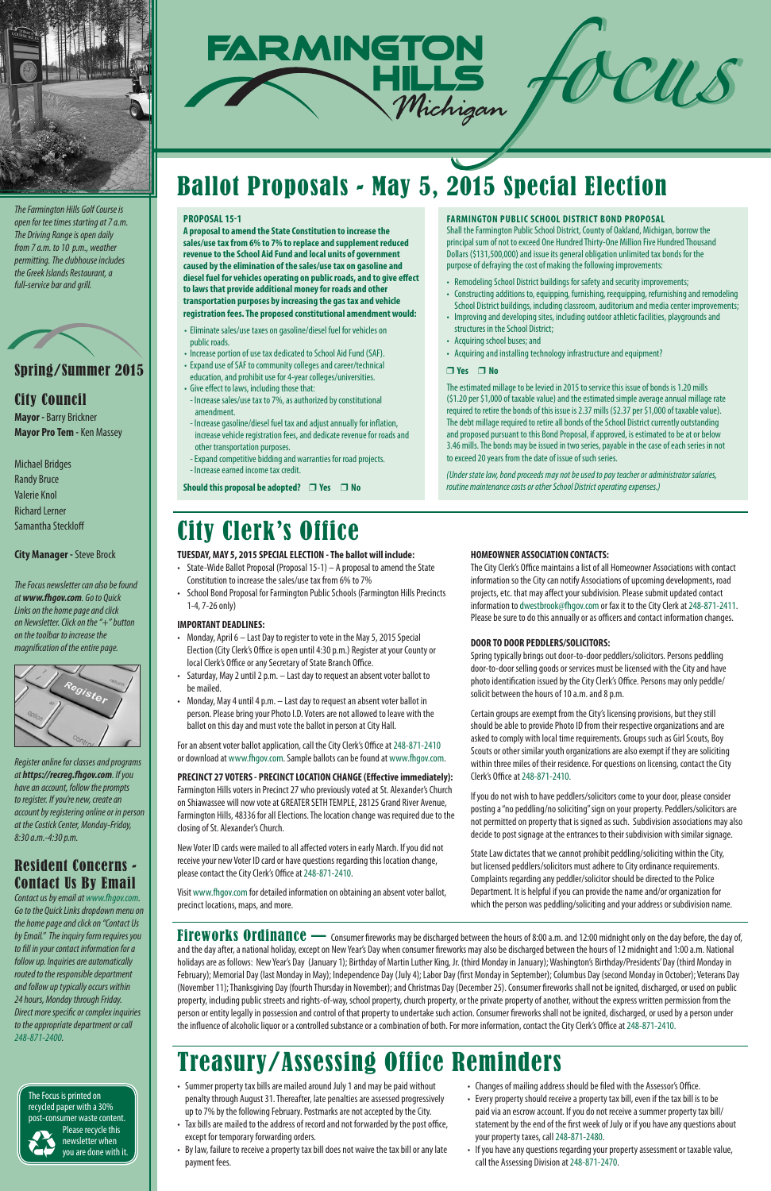# Farmington Hills Michigan Focus

*The Farmington Hills Golf Course is open for tee times starting at 7 a.m. The Driving Range is open daily from 7 a.m. to 10 p.m., weather permitting. The clubhouse includes the Greek Islands Restaurant, a full-service bar and grill.*

## Spring/Summer 2015

## City Council

**Mayor -** Barry Brickner
**Mayor Pro Tem -** Ken Massey

Michael Bridges
Randy Bruce
Valerie Knol
Richard Lerner
Samantha Steckloff

**City Manager -** Steve Brock

*The Focus newsletter can also be found at **www.fhgov.com**. Go to Quick Links on the home page and click on Newsletter. Click on the "+" button on the toolbar to increase the magnification of the entire page.*

*Register online for classes and programs at **https://recreg.fhgov.com**. If you have an account, follow the prompts to register. If you're new, create an account by registering online or in person at the Costick Center, Monday-Friday, 8:30 a.m.-4:30 p.m.*

## Resident Concerns - Contact Us By Email

*Contact us by email at www.fhgov.com. Go to the Quick Links dropdown menu on the home page and click on "Contact Us by Email." The inquiry form requires you to fill in your contact information for a follow up. Inquiries are automatically routed to the responsible department and follow up typically occurs within 24 hours, Monday through Friday. Direct more specific or complex inquiries to the appropriate department or call 248-871-2400.*

The Focus is printed on recycled paper with a 30% post-consumer waste content. Please recycle this newsletter when you are done with it.

# Ballot Proposals - May 5, 2015 Special Election

### PROPOSAL 15-1

**A proposal to amend the State Constitution to increase the sales/use tax from 6% to 7% to replace and supplement reduced revenue to the School Aid Fund and local units of government caused by the elimination of the sales/use tax on gasoline and diesel fuel for vehicles operating on public roads, and to give effect to laws that provide additional money for roads and other transportation purposes by increasing the gas tax and vehicle registration fees. The proposed constitutional amendment would:**

- Eliminate sales/use taxes on gasoline/diesel fuel for vehicles on public roads.
- Increase portion of use tax dedicated to School Aid Fund (SAF).
- Expand use of SAF to community colleges and career/technical education, and prohibit use for 4-year colleges/universities.
- Give effect to laws, including those that:
  - Increase sales/use tax to 7%, as authorized by constitutional amendment.
  - Increase gasoline/diesel fuel tax and adjust annually for inflation, increase vehicle registration fees, and dedicate revenue for roads and other transportation purposes.
  - Expand competitive bidding and warranties for road projects.
  - Increase earned income tax credit.

**Should this proposal be adopted? ❒ Yes ❒ No**

### FARMINGTON PUBLIC SCHOOL DISTRICT BOND PROPOSAL

Shall the Farmington Public School District, County of Oakland, Michigan, borrow the principal sum of not to exceed One Hundred Thirty-One Million Five Hundred Thousand Dollars ($131,500,000) and issue its general obligation unlimited tax bonds for the purpose of defraying the cost of making the following improvements:

- Remodeling School District buildings for safety and security improvements;
- Constructing additions to, equipping, furnishing, reequipping, refurnishing and remodeling School District buildings, including classroom, auditorium and media center improvements;
- Improving and developing sites, including outdoor athletic facilities, playgrounds and structures in the School District;
- Acquiring school buses; and
- Acquiring and installing technology infrastructure and equipment?

**❒ Yes ❒ No**

The estimated millage to be levied in 2015 to service this issue of bonds is 1.20 mills ($1.20 per $1,000 of taxable value) and the estimated simple average annual millage rate required to retire the bonds of this issue is 2.37 mills ($2.37 per $1,000 of taxable value). The debt millage required to retire all bonds of the School District currently outstanding and proposed pursuant to this Bond Proposal, if approved, is estimated to be at or below 3.46 mills. The bonds may be issued in two series, payable in the case of each series in not to exceed 20 years from the date of issue of such series.

*(Under state law, bond proceeds may not be used to pay teacher or administrator salaries, routine maintenance costs or other School District operating expenses.)*

# City Clerk's Office

**TUESDAY, MAY 5, 2015 SPECIAL ELECTION - The ballot will include:**

- State-Wide Ballot Proposal (Proposal 15-1) – A proposal to amend the State Constitution to increase the sales/use tax from 6% to 7%
- School Bond Proposal for Farmington Public Schools (Farmington Hills Precincts 1-4, 7-26 only)

**IMPORTANT DEADLINES:**

- Monday, April 6 – Last Day to register to vote in the May 5, 2015 Special Election (City Clerk's Office is open until 4:30 p.m.) Register at your County or local Clerk's Office or any Secretary of State Branch Office.
- Saturday, May 2 until 2 p.m. – Last day to request an absent voter ballot to be mailed.
- Monday, May 4 until 4 p.m. – Last day to request an absent voter ballot in person. Please bring your Photo I.D. Voters are not allowed to leave with the ballot on this day and must vote the ballot in person at City Hall.

For an absent voter ballot application, call the City Clerk's Office at 248-871-2410 or download at www.fhgov.com. Sample ballots can be found at www.fhgov.com.

**PRECINCT 27 VOTERS - PRECINCT LOCATION CHANGE (Effective immediately):** Farmington Hills voters in Precinct 27 who previously voted at St. Alexander's Church on Shiawassee will now vote at GREATER SETH TEMPLE, 28125 Grand River Avenue, Farmington Hills, 48336 for all Elections. The location change was required due to the closing of St. Alexander's Church.

New Voter ID cards were mailed to all affected voters in early March. If you did not receive your new Voter ID card or have questions regarding this location change, please contact the City Clerk's Office at 248-871-2410.

Visit www.fhgov.com for detailed information on obtaining an absent voter ballot, precinct locations, maps, and more.

**HOMEOWNER ASSOCIATION CONTACTS:**

The City Clerk's Office maintains a list of all Homeowner Associations with contact information so the City can notify Associations of upcoming developments, road projects, etc. that may affect your subdivision. Please submit updated contact information to dwestbrook@fhgov.com or fax it to the City Clerk at 248-871-2411. Please be sure to do this annually or as officers and contact information changes.

**DOOR TO DOOR PEDDLERS/SOLICITORS:**

Spring typically brings out door-to-door peddlers/solicitors. Persons peddling door-to-door selling goods or services must be licensed with the City and have photo identification issued by the City Clerk's Office. Persons may only peddle/solicit between the hours of 10 a.m. and 8 p.m.

Certain groups are exempt from the City's licensing provisions, but they still should be able to provide Photo ID from their respective organizations and are asked to comply with local time requirements. Groups such as Girl Scouts, Boy Scouts or other similar youth organizations are also exempt if they are soliciting within three miles of their residence. For questions on licensing, contact the City Clerk's Office at 248-871-2410.

If you do not wish to have peddlers/solicitors come to your door, please consider posting a "no peddling/no soliciting" sign on your property. Peddlers/solicitors are not permitted on property that is signed as such. Subdivision associations may also decide to post signage at the entrances to their subdivision with similar signage.

State Law dictates that we cannot prohibit peddling/soliciting within the City, but licensed peddlers/solicitors must adhere to City ordinance requirements. Complaints regarding any peddler/solicitor should be directed to the Police Department. It is helpful if you can provide the name and/or organization for which the person was peddling/soliciting and your address or subdivision name.

## Fireworks Ordinance

Consumer fireworks may be discharged between the hours of 8:00 a.m. and 12:00 midnight only on the day before, the day of, and the day after, a national holiday, except on New Year's Day when consumer fireworks may also be discharged between the hours of 12 midnight and 1:00 a.m. National holidays are as follows: New Year's Day (January 1); Birthday of Martin Luther King, Jr. (third Monday in January); Washington's Birthday/Presidents' Day (third Monday in February); Memorial Day (last Monday in May); Independence Day (July 4); Labor Day (first Monday in September); Columbus Day (second Monday in October); Veterans Day (November 11); Thanksgiving Day (fourth Thursday in November); and Christmas Day (December 25). Consumer fireworks shall not be ignited, discharged, or used on public property, including public streets and rights-of-way, school property, church property, or the private property of another, without the express written permission from the person or entity legally in possession and control of that property to undertake such action. Consumer fireworks shall not be ignited, discharged, or used by a person under the influence of alcoholic liquor or a controlled substance or a combination of both. For more information, contact the City Clerk's Office at 248-871-2410.

# Treasury/Assessing Office Reminders

- Summer property tax bills are mailed around July 1 and may be paid without penalty through August 31. Thereafter, late penalties are assessed progressively up to 7% by the following February. Postmarks are not accepted by the City.
- Tax bills are mailed to the address of record and not forwarded by the post office, except for temporary forwarding orders.
- By law, failure to receive a property tax bill does not waive the tax bill or any late payment fees.
- Changes of mailing address should be filed with the Assessor's Office.
- Every property should receive a property tax bill, even if the tax bill is to be paid via an escrow account. If you do not receive a summer property tax bill/statement by the end of the first week of July or if you have any questions about your property taxes, call 248-871-2480.
- If you have any questions regarding your property assessment or taxable value, call the Assessing Division at 248-871-2470.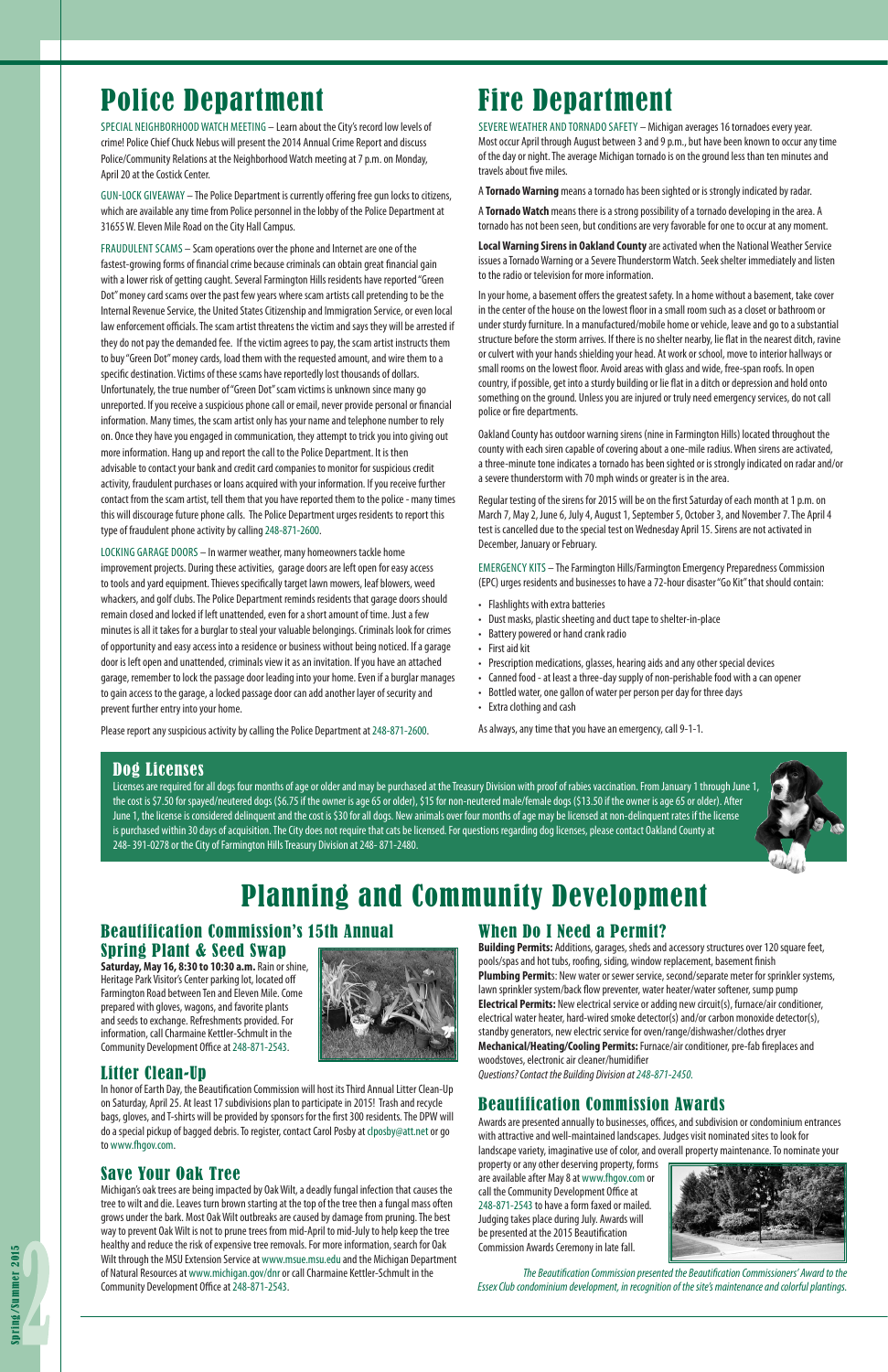# Police Department

SPECIAL NEIGHBORHOOD WATCH MEETING – Learn about the City's record low levels of crime! Police Chief Chuck Nebus will present the 2014 Annual Crime Report and discuss Police/Community Relations at the Neighborhood Watch meeting at 7 p.m. on Monday, April 20 at the Costick Center.

GUN-LOCK GIVEAWAY – The Police Department is currently offering free gun locks to citizens, which are available any time from Police personnel in the lobby of the Police Department at 31655 W. Eleven Mile Road on the City Hall Campus.

FRAUDULENT SCAMS – Scam operations over the phone and Internet are one of the fastest-growing forms of financial crime because criminals can obtain great financial gain with a lower risk of getting caught. Several Farmington Hills residents have reported "Green Dot" money card scams over the past few years where scam artists call pretending to be the Internal Revenue Service, the United States Citizenship and Immigration Service, or even local law enforcement officials. The scam artist threatens the victim and says they will be arrested if they do not pay the demanded fee. If the victim agrees to pay, the scam artist instructs them to buy "Green Dot" money cards, load them with the requested amount, and wire them to a specific destination. Victims of these scams have reportedly lost thousands of dollars. Unfortunately, the true number of "Green Dot" scam victims is unknown since many go unreported. If you receive a suspicious phone call or email, never provide personal or financial information. Many times, the scam artist only has your name and telephone number to rely on. Once they have you engaged in communication, they attempt to trick you into giving out more information. Hang up and report the call to the Police Department. It is then advisable to contact your bank and credit card companies to monitor for suspicious credit activity, fraudulent purchases or loans acquired with your information. If you receive further contact from the scam artist, tell them that you have reported them to the police - many times this will discourage future phone calls. The Police Department urges residents to report this type of fraudulent phone activity by calling 248-871-2600.

LOCKING GARAGE DOORS – In warmer weather, many homeowners tackle home improvement projects. During these activities, garage doors are left open for easy access to tools and yard equipment. Thieves specifically target lawn mowers, leaf blowers, weed whackers, and golf clubs. The Police Department reminds residents that garage doors should remain closed and locked if left unattended, even for a short amount of time. Just a few minutes is all it takes for a burglar to steal your valuable belongings. Criminals look for crimes of opportunity and easy access into a residence or business without being noticed. If a garage door is left open and unattended, criminals view it as an invitation. If you have an attached garage, remember to lock the passage door leading into your home. Even if a burglar manages to gain access to the garage, a locked passage door can add another layer of security and prevent further entry into your home.

Please report any suspicious activity by calling the Police Department at 248-871-2600.

# Fire Department

SEVERE WEATHER AND TORNADO SAFETY – Michigan averages 16 tornadoes every year. Most occur April through August between 3 and 9 p.m., but have been known to occur any time of the day or night. The average Michigan tornado is on the ground less than ten minutes and travels about five miles.

A **Tornado Warning** means a tornado has been sighted or is strongly indicated by radar.

A **Tornado Watch** means there is a strong possibility of a tornado developing in the area. A tornado has not been seen, but conditions are very favorable for one to occur at any moment.

**Local Warning Sirens in Oakland County** are activated when the National Weather Service issues a Tornado Warning or a Severe Thunderstorm Watch. Seek shelter immediately and listen to the radio or television for more information.

In your home, a basement offers the greatest safety. In a home without a basement, take cover in the center of the house on the lowest floor in a small room such as a closet or bathroom or under sturdy furniture. In a manufactured/mobile home or vehicle, leave and go to a substantial structure before the storm arrives. If there is no shelter nearby, lie flat in the nearest ditch, ravine or culvert with your hands shielding your head. At work or school, move to interior hallways or small rooms on the lowest floor. Avoid areas with glass and wide, free-span roofs. In open country, if possible, get into a sturdy building or lie flat in a ditch or depression and hold onto something on the ground. Unless you are injured or truly need emergency services, do not call police or fire departments.

Oakland County has outdoor warning sirens (nine in Farmington Hills) located throughout the county with each siren capable of covering about a one-mile radius. When sirens are activated, a three-minute tone indicates a tornado has been sighted or is strongly indicated on radar and/or a severe thunderstorm with 70 mph winds or greater is in the area.

Regular testing of the sirens for 2015 will be on the first Saturday of each month at 1 p.m. on March 7, May 2, June 6, July 4, August 1, September 5, October 3, and November 7. The April 4 test is cancelled due to the special test on Wednesday April 15. Sirens are not activated in December, January or February.

EMERGENCY KITS – The Farmington Hills/Farmington Emergency Preparedness Commission (EPC) urges residents and businesses to have a 72-hour disaster "Go Kit" that should contain:

- Flashlights with extra batteries
- Dust masks, plastic sheeting and duct tape to shelter-in-place
- Battery powered or hand crank radio
- First aid kit
- Prescription medications, glasses, hearing aids and any other special devices
- Canned food - at least a three-day supply of non-perishable food with a can opener
- Bottled water, one gallon of water per person per day for three days
- Extra clothing and cash

As always, any time that you have an emergency, call 9-1-1.

## Dog Licenses

Licenses are required for all dogs four months of age or older and may be purchased at the Treasury Division with proof of rabies vaccination. From January 1 through June 1, the cost is $7.50 for spayed/neutered dogs ($6.75 if the owner is age 65 or older), $15 for non-neutered male/female dogs ($13.50 if the owner is age 65 or older). After June 1, the license is considered delinquent and the cost is $30 for all dogs. New animals over four months of age may be licensed at non-delinquent rates if the license is purchased within 30 days of acquisition. The City does not require that cats be licensed. For questions regarding dog licenses, please contact Oakland County at 248- 391-0278 or the City of Farmington Hills Treasury Division at 248- 871-2480.

# Planning and Community Development

## Beautification Commission's 15th Annual Spring Plant & Seed Swap

**Saturday, May 16, 8:30 to 10:30 a.m.** Rain or shine, Heritage Park Visitor's Center parking lot, located off Farmington Road between Ten and Eleven Mile. Come prepared with gloves, wagons, and favorite plants and seeds to exchange. Refreshments provided. For information, call Charmaine Kettler-Schmult in the Community Development Office at 248-871-2543.

## Litter Clean-Up

In honor of Earth Day, the Beautification Commission will host its Third Annual Litter Clean-Up on Saturday, April 25. At least 17 subdivisions plan to participate in 2015! Trash and recycle bags, gloves, and T-shirts will be provided by sponsors for the first 300 residents. The DPW will do a special pickup of bagged debris. To register, contact Carol Posby at clposby@att.net or go to www.fhgov.com.

## Save Your Oak Tree

Michigan's oak trees are being impacted by Oak Wilt, a deadly fungal infection that causes the tree to wilt and die. Leaves turn brown starting at the top of the tree then a fungal mass often grows under the bark. Most Oak Wilt outbreaks are caused by damage from pruning. The best way to prevent Oak Wilt is not to prune trees from mid-April to mid-July to help keep the tree healthy and reduce the risk of expensive tree removals. For more information, search for Oak Wilt through the MSU Extension Service at www.msue.msu.edu and the Michigan Department of Natural Resources at www.michigan.gov/dnr or call Charmaine Kettler-Schmult in the Community Development Office at 248-871-2543.

## When Do I Need a Permit?

**Building Permits:** Additions, garages, sheds and accessory structures over 120 square feet, pools/spas and hot tubs, roofing, siding, window replacement, basement finish
**Plumbing Permit**s: New water or sewer service, second/separate meter for sprinkler systems, lawn sprinkler system/back flow preventer, water heater/water softener, sump pump
**Electrical Permits:** New electrical service or adding new circuit(s), furnace/air conditioner, electrical water heater, hard-wired smoke detector(s) and/or carbon monoxide detector(s), standby generators, new electric service for oven/range/dishwasher/clothes dryer
**Mechanical/Heating/Cooling Permits:** Furnace/air conditioner, pre-fab fireplaces and woodstoves, electronic air cleaner/humidifier
*Questions? Contact the Building Division at 248-871-2450.*

## Beautification Commission Awards

Awards are presented annually to businesses, offices, and subdivision or condominium entrances with attractive and well-maintained landscapes. Judges visit nominated sites to look for landscape variety, imaginative use of color, and overall property maintenance. To nominate your property or any other deserving property, forms are available after May 8 at www.fhgov.com or call the Community Development Office at 248-871-2543 to have a form faxed or mailed. Judging takes place during July. Awards will be presented at the 2015 Beautification Commission Awards Ceremony in late fall.

*The Beautification Commission presented the Beautification Commissioners' Award to the Essex Club condominium development, in recognition of the site's maintenance and colorful plantings.*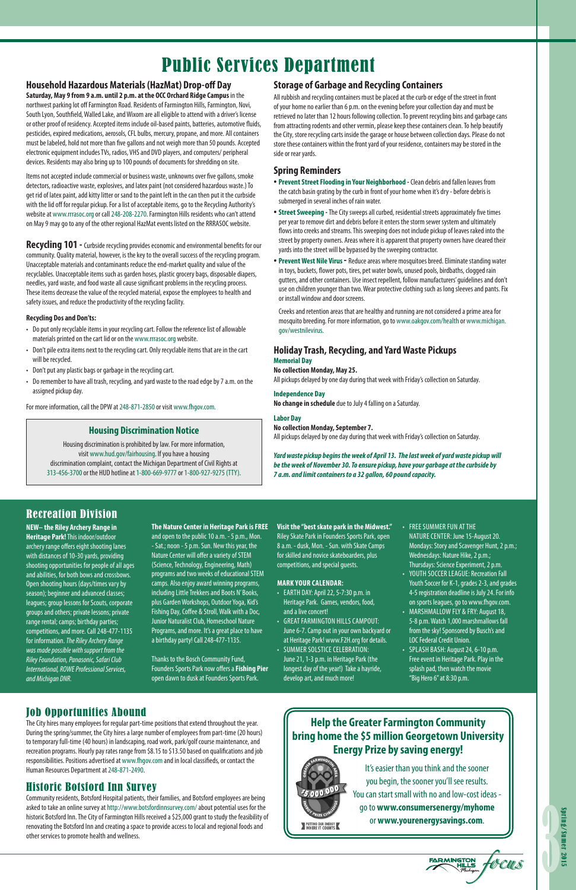# Public Services Department

## Household Hazardous Materials (HazMat) Drop-off Day

**Saturday, May 9 from 9 a.m. until 2 p.m. at the OCC Orchard Ridge Campus** in the northwest parking lot off Farmington Road. Residents of Farmington Hills, Farmington, Novi, South Lyon, Southfield, Walled Lake, and Wixom are all eligible to attend with a driver's license or other proof of residency. Accepted items include oil-based paints, batteries, automotive fluids, pesticides, expired medications, aerosols, CFL bulbs, mercury, propane, and more. All containers must be labeled, hold not more than five gallons and not weigh more than 50 pounds. Accepted electronic equipment includes TVs, radios, VHS and DVD players, and computers/ peripheral devices. Residents may also bring up to 100 pounds of documents for shredding on site.

Items not accepted include commercial or business waste, unknowns over five gallons, smoke detectors, radioactive waste, explosives, and latex paint (not considered hazardous waste.) To get rid of latex paint, add kitty litter or sand to the paint left in the can then put it the curbside with the lid off for regular pickup. For a list of acceptable items, go to the Recycling Authority's website at www.rrrasoc.org or call 248-208-2270. Farmington Hills residents who can't attend on May 9 may go to any of the other regional HazMat events listed on the RRRASOC website.

**Recycling 101 -** Curbside recycling provides economic and environmental benefits for our community. Quality material, however, is the key to the overall success of the recycling program. Unacceptable materials and contaminants reduce the end-market quality and value of the recyclables. Unacceptable items such as garden hoses, plastic grocery bags, disposable diapers, needles, yard waste, and food waste all cause significant problems in the recycling process. These items decrease the value of the recycled material, expose the employees to health and safety issues, and reduce the productivity of the recycling facility.

#### Recycling Dos and Don'ts:

- Do put only recyclable items in your recycling cart. Follow the reference list of allowable materials printed on the cart lid or on the www.rrrasoc.org website.
- Don't pile extra items next to the recycling cart. Only recyclable items that are in the cart will be recycled.
- Don't put any plastic bags or garbage in the recycling cart.
- Do remember to have all trash, recycling, and yard waste to the road edge by 7 a.m. on the assigned pickup day.

For more information, call the DPW at 248-871-2850 or visit www.fhgov.com.

### Housing Discrimination Notice

Housing discrimination is prohibited by law. For more information, visit www.hud.gov/fairhousing. If you have a housing discrimination complaint, contact the Michigan Department of Civil Rights at 313-456-3700 or the HUD hotline at 1-800-669-9777 or 1-800-927-9275 (TTY).

## Storage of Garbage and Recycling Containers

All rubbish and recycling containers must be placed at the curb or edge of the street in front of your home no earlier than 6 p.m. on the evening before your collection day and must be retrieved no later than 12 hours following collection. To prevent recycling bins and garbage cans from attracting rodents and other vermin, please keep these containers clean. To help beautify the City, store recycling carts inside the garage or house between collection days. Please do not store these containers within the front yard of your residence, containers may be stored in the side or rear yards.

## Spring Reminders

- **Prevent Street Flooding in Your Neighborhood -** Clean debris and fallen leaves from the catch basin grating by the curb in front of your home when it's dry - before debris is submerged in several inches of rain water.
- **Street Sweeping -** The City sweeps all curbed, residential streets approximately five times per year to remove dirt and debris before it enters the storm sewer system and ultimately flows into creeks and streams. This sweeping does not include pickup of leaves raked into the street by property owners. Areas where it is apparent that property owners have cleared their yards into the street will be bypassed by the sweeping contractor.
- **Prevent West Nile Virus -** Reduce areas where mosquitoes breed. Eliminate standing water in toys, buckets, flower pots, tires, pet water bowls, unused pools, birdbaths, clogged rain gutters, and other containers. Use insect repellent, follow manufacturers' guidelines and don't use on children younger than two. Wear protective clothing such as long sleeves and pants. Fix or install window and door screens.

  Creeks and retention areas that are healthy and running are not considered a prime area for mosquito breeding. For more information, go to www.oakgov.com/health or www.michigan.gov/westnilevirus.

## Holiday Trash, Recycling, and Yard Waste Pickups

**Memorial Day**
**No collection Monday, May 25.**
All pickups delayed by one day during that week with Friday's collection on Saturday.

**Independence Day**
**No change in schedule** due to July 4 falling on a Saturday.

**Labor Day**
**No collection Monday, September 7.**
All pickups delayed by one day during that week with Friday's collection on Saturday.

***Yard waste pickup begins the week of April 13. The last week of yard waste pickup will be the week of November 30. To ensure pickup, have your garbage at the curbside by 7 a.m. and limit containers to a 32 gallon, 60 pound capacity.***

# Recreation Division

**NEW– the Riley Archery Range in Heritage Park!** This indoor/outdoor archery range offers eight shooting lanes with distances of 10-30 yards, providing shooting opportunities for people of all ages and abilities, for both bows and crossbows. Open shooting hours (days/times vary by season); beginner and advanced classes; leagues; group lessons for Scouts, corporate groups and others; private lessons; private range rental; camps; birthday parties; competitions, and more. Call 248-477-1135 for information. *The Riley Archery Range was made possible with support from the Riley Foundation, Panasonic, Safari Club International, ROWE Professional Services, and Michigan DNR.*

**The Nature Center in Heritage Park is FREE** and open to the public 10 a.m. - 5 p.m., Mon. - Sat.; noon - 5 p.m. Sun. New this year, the Nature Center will offer a variety of STEM (Science, Technology, Engineering, Math) programs and two weeks of educational STEM camps. Also enjoy award winning programs, including Little Trekkers and Boots N' Books, plus Garden Workshops, Outdoor Yoga, Kid's Fishing Day, Coffee & Stroll, Walk with a Doc, Junior Naturalist Club, Homeschool Nature Programs, and more. It's a great place to have a birthday party! Call 248-477-1135.

Thanks to the Bosch Community Fund, Founders Sports Park now offers a **Fishing Pier** open dawn to dusk at Founders Sports Park.

**Visit the "best skate park in the Midwest."** Riley Skate Park in Founders Sports Park, open 8 a.m. - dusk, Mon. - Sun. with Skate Camps for skilled and novice skateboarders, plus competitions, and special guests.

**MARK YOUR CALENDAR:**

- EARTH DAY: April 22, 5-7:30 p.m. in Heritage Park. Games, vendors, food, and a live concert!
- GREAT FARMINGTON HILLS CAMPOUT: June 6-7. Camp out in your own backyard or at Heritage Park! www.F2H.org for details.
- SUMMER SOLSTICE CELEBRATION: June 21, 1-3 p.m. in Heritage Park (the longest day of the year!) Take a hayride, develop art, and much more!
- FREE SUMMER FUN AT THE NATURE CENTER: June 15-August 20. Mondays: Story and Scavenger Hunt, 2 p.m.; Wednesdays: Nature Hike, 2 p.m.; Thursdays: Science Experiment, 2 p.m.
- YOUTH SOCCER LEAGUE: Recreation Fall Youth Soccer for K-1, grades 2-3, and grades 4-5 registration deadline is July 24. For info on sports leagues, go to www.fhgov.com.
- MARSHMALLOW FLY & FRY: August 18, 5-8 p.m. Watch 1,000 marshmallows fall from the sky! Sponsored by Busch's and LOC Federal Credit Union.
- SPLASH BASH: August 24, 6-10 p.m. Free event in Heritage Park. Play in the splash pad, then watch the movie "Big Hero 6" at 8:30 p.m.

# Job Opportunities Abound

The City hires many employees for regular part-time positions that extend throughout the year. During the spring/summer, the City hires a large number of employees from part-time (20 hours) to temporary full-time (40 hours) in landscaping, road work, park/golf course maintenance, and recreation programs. Hourly pay rates range from $8.15 to $13.50 based on qualifications and job responsibilities. Positions advertised at www.fhgov.com and in local classifieds, or contact the Human Resources Department at 248-871-2490.

# Historic Botsford Inn Survey

Community residents, Botsford Hospital patients, their families, and Botsford employees are being asked to take an online survey at http://www.botsfordinnsurvey.com/ about potential uses for the historic Botsford Inn. The City of Farmington Hills received a $25,000 grant to study the feasibility of renovating the Botsford Inn and creating a space to provide access to local and regional foods and other services to promote health and wellness.

## Help the Greater Farmington Community bring home the $5 million Georgetown University Energy Prize by saving energy!

GREATER FARMINGTON AREA · $5,000,000 · ENERGY PRIZE CHALLENGE · PUTTING OUR ENERGY WHERE IT COUNTS

It's easier than you think and the sooner you begin, the sooner you'll see results. You can start small with no and low-cost ideas - go to **www.consumersenergy/myhome** or **www.yourenergysavings.com**.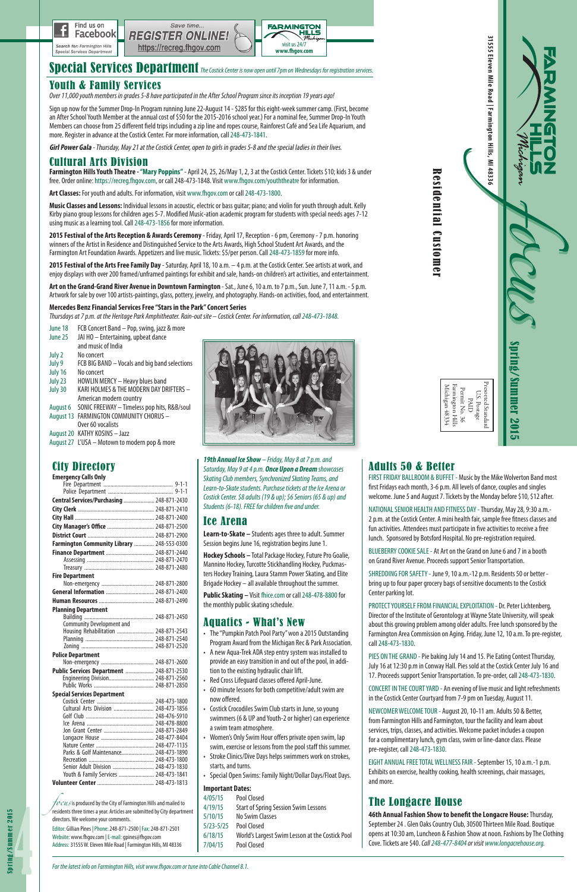Find us on Facebook
Search for: Farmington Hills Special Services Department

Save time... REGISTER ONLINE!
https://recreg.fhgov.com

FARMINGTON HILLS Michigan
visit us 24/7
www.fhgov.com

# Special Services Department

*The Costick Center is now open until 7pm on Wednesdays for registration services.*

## Youth & Family Services

*Over 11,000 youth members in grades 5-8 have participated in the After School Program since its inception 19 years ago!*

Sign up now for the Summer Drop-In Program running June 22-August 14 - $285 for this eight-week summer camp. (First, become an After School Youth Member at the annual cost of $50 for the 2015-2016 school year.) For a nominal fee, Summer Drop-In Youth Members can choose from 25 different field trips including a zip line and ropes course, Rainforest Café and Sea Life Aquarium, and more. Register in advance at the Costick Center. For more information, call 248-473-1841.

***Girl Power Gala** - Thursday, May 21 at the Costick Center, open to girls in grades 5-8 and the special ladies in their lives.*

## Cultural Arts Division

**Farmington Hills Youth Theatre - "Mary Poppins"** - April 24, 25, 26/May 1, 2, 3 at the Costick Center. Tickets $10; kids 3 & under free. Order online: https://recreg.fhgov.com, or call 248-473-1848. Visit www.fhgov.com/youththeatre for information.

**Art Classes:** For youth and adults. For information, visit www.fhgov.com or call 248-473-1800.

**Music Classes and Lessons:** Individual lessons in acoustic, electric or bass guitar; piano; and violin for youth through adult. Kelly Kirby piano group lessons for children ages 5-7. Modified Music-ation academic program for students with special needs ages 7-12 using music as a learning tool. Call 248-473-1856 for more information.

**2015 Festival of the Arts Reception & Awards Ceremony** - Friday, April 17, Reception - 6 pm, Ceremony - 7 p.m. honoring winners of the Artist in Residence and Distinguished Service to the Arts Awards, High School Student Art Awards, and the Farmington Art Foundation Awards. Appetizers and live music. Tickets: $5/per person. Call 248-473-1859 for more info.

**2015 Festival of the Arts Free Family Day** - Saturday, April 18, 10 a.m. – 4 p.m. at the Costick Center. See artists at work, and enjoy displays with over 200 framed/unframed paintings for exhibit and sale, hands-on children's art activities, and entertainment.

**Art on the Grand-Grand River Avenue in Downtown Farmington** - Sat., June 6, 10 a.m. to 7 p.m., Sun. June 7, 11 a.m. - 5 p.m. Artwork for sale by over 100 artists-paintings, glass, pottery, jewelry, and photography. Hands-on activities, food, and entertainment.

**Mercedes Benz Financial Services Free "Stars in the Park" Concert Series**
*Thursdays at 7 p.m. at the Heritage Park Amphitheater. Rain-out site – Costick Center. For information, call 248-473-1848.*

| | |
|---|---|
| June 18 | FCB Concert Band – Pop, swing, jazz & more |
| June 25 | JAI HO – Entertaining, upbeat dance and music of India |
| July 2 | No concert |
| July 9 | FCB BIG BAND – Vocals and big band selections |
| July 16 | No concert |
| July 23 | HOWLIN MERCY – Heavy blues band |
| July 30 | KARI HOLMES & THE MODERN DAY DRIFTERS – American modern country |
| August 6 | SONIC FREEWAY – Timeless pop hits, R&B/soul |
| August 13 | FARMINGTON COMMUNITY CHORUS – Over 60 vocalists |
| August 20 | KATHY KOSINS – Jazz |
| August 27 | L'USA – Motown to modern pop & more |

***19th Annual Ice Show** – Friday, May 8 at 7 p.m. and Saturday, May 9 at 4 p.m. **Once Upon a Dream** showcases Skating Club members, Synchronized Skating Teams, and Learn-to-Skate students. Purchase tickets at the Ice Arena or Costick Center. $8 adults (19 & up); $6 Seniors (65 & up) and Students (6-18). FREE for children five and under.*

## City Directory

**Emergency Calls Only**

| | |
|---|---|
| Fire Department | 9-1-1 |
| Police Department | 9-1-1 |
| **Central Services/Purchasing** | 248-871-2430 |
| **City Clerk** | 248-871-2410 |
| **City Hall** | 248-871-2400 |
| **City Manager's Office** | 248-871-2500 |
| **District Court** | 248-871-2900 |
| **Farmington Community Library** | 248-553-0300 |
| **Finance Department** | 248-871-2440 |
| Assessing | 248-871-2470 |
| Treasury | 248-871-2480 |
| **Fire Department** | |
| Non-emergency | 248-871-2800 |
| **General Information** | 248-871-2400 |
| **Human Resources** | 248-871-2490 |
| **Planning Department** | |
| Building | 248-871-2450 |
| Community Development and Housing Rehabilitation | 248-871-2543 |
| Planning | 248-871-2540 |
| Zoning | 248-871-2520 |
| **Police Department** | |
| Non-emergency | 248-871-2600 |
| **Public Services Department** | 248-871-2530 |
| Engineering Division | 248-871-2560 |
| Public Works | 248-871-2850 |
| **Special Services Department** | |
| Costick Center | 248-473-1800 |
| Cultural Arts Division | 248-473-1856 |
| Golf Club | 248-476-5910 |
| Ice Arena | 248-478-8800 |
| Jon Grant Center | 248-871-2849 |
| Longacre House | 248-477-8404 |
| Nature Center | 248-477-1135 |
| Parks & Golf Maintenance | 248-473-1890 |
| Recreation | 248-473-1800 |
| Senior Adult Division | 248-473-1830 |
| Youth & Family Services | 248-473-1841 |
| **Volunteer Center** | 248-473-1813 |

*Focus* is produced by the City of Farmington Hills and mailed to residents three times a year. Articles are submitted by City department directors. We welcome your comments.

Editor: Gillian Pines | Phone: 248-871-2500 | Fax: 248-871-2501
Website: www.fhgov.com | E-mail: gpines@fhgov.com
Address: 31555 W. Eleven Mile Road | Farmington Hills, MI 48336

## Ice Arena

**Learn-to-Skate –** Students ages three to adult. Summer Session begins June 16, registration begins June 1.

**Hockey Schools –** Total Package Hockey, Future Pro Goalie, Mannino Hockey, Turcotte Stickhandling Hockey, Puckmasters Hockey Training, Laura Stamm Power Skating, and Elite Brigade Hockey – all available throughout the summer.

**Public Skating –** Visit fhice.com or call 248-478-8800 for the monthly public skating schedule.

## Aquatics - What's New

- The "Pumpkin Patch Pool Party" won a 2015 Outstanding Program Award from the Michigan Rec & Park Association.
- A new Aqua-Trek ADA step entry system was installed to provide an easy transition in and out of the pool, in addition to the existing hydraulic chair lift.
- Red Cross Lifeguard classes offered April-June.
- 60 minute lessons for both competitive/adult swim are now offered.
- Costick Crocodiles Swim Club starts in June, so young swimmers (6 & UP and Youth-2 or higher) can experience a swim team atmosphere.
- Women's Only Swim Hour offers private open swim, jog swim, exercise or lessons from the pool staff this summer.
- Stroke Clinics/Dive Days helps swimmers work on strokes, starts, and turns.
- Special Open Swims: Family Night/Dollar Days/Float Days.

**Important Dates:**

| | |
|---|---|
| 4/05/15 | Pool Closed |
| 4/19/15 | Start of Spring Session Swim Lessons |
| 5/10/15 | No Swim Classes |
| 5/23-5/25 | Pool Closed |
| 6/18/15 | World's Largest Swim Lesson at the Costick Pool |
| 7/04/15 | Pool Closed |

FARMINGTON HILLS Michigan *Focus*
31555 Eleven Mile Road | Farmington Hills, MI 48336

**Spring/Summer 2015**

**Residential Customer**

Presorted Standard
U.S. Postage
PAID
Permit No. 36
Farmington Hills
Michigan 48334

## Adults 50 & Better

FIRST FRIDAY BALLROOM & BUFFET - Music by the Mike Wolverton Band most first Fridays each month, 3-6 p.m. All levels of dance, couples and singles welcome. June 5 and August 7. Tickets by the Monday before $10, $12 after.

NATIONAL SENIOR HEALTH AND FITNESS DAY - Thursday, May 28, 9:30 a.m.-2 p.m. at the Costick Center. A mini health fair, sample free fitness classes and fun activities. Attendees must participate in five activities to receive a free lunch. Sponsored by Botsford Hospital. No pre-registration required.

BLUEBERRY COOKIE SALE - At Art on the Grand on June 6 and 7 in a booth on Grand River Avenue. Proceeds support Senior Transportation.

SHREDDING FOR SAFETY - June 9, 10 a.m.-12 p.m. Residents 50 or better - bring up to four paper grocery bags of sensitive documents to the Costick Center parking lot.

PROTECT YOURSELF FROM FINANCIAL EXPLOITATION - Dr. Peter Lichtenberg, Director of the Institute of Gerontology at Wayne State University, will speak about this growing problem among older adults. Free lunch sponsored by the Farmington Area Commission on Aging. Friday, June 12, 10 a.m. To pre-register, call 248-473-1830.

PIES ON THE GRAND - Pie baking July 14 and 15. Pie Eating Contest Thursday, July 16 at 12:30 p.m in Conway Hall. Pies sold at the Costick Center July 16 and 17. Proceeds support Senior Transportation. To pre-order, call 248-473-1830.

CONCERT IN THE COURT YARD - An evening of live music and light refreshments in the Costick Center Courtyard from 7-9 pm on Tuesday, August 11.

NEWCOMER WELCOME TOUR - August 20, 10-11 am. Adults 50 & Better, from Farmington Hills and Farmington, tour the facility and learn about services, trips, classes, and activities. Welcome packet includes a coupon for a complimentary lunch, gym class, swim or line-dance class. Please pre-register, call 248-473-1830.

EIGHT ANNUAL FREE TOTAL WELLNESS FAIR - September 15, 10 a.m.-1 p.m. Exhibits on exercise, healthy cooking, health screenings, chair massages, and more.

## The Longacre House

**46th Annual Fashion Show to benefit the Longacre House:** Thursday, September 24 . Glen Oaks Country Club, 30500 Thirteen Mile Road. Boutique opens at 10:30 am, Luncheon & Fashion Show at noon. Fashions by The Clothing Cove. Tickets are $40. *Call 248-477-8404 or visit www.longacrehouse.org.*

*For the latest info on Farmington Hills, visit www.fhgov.com or tune into Cable Channel 8.1.*